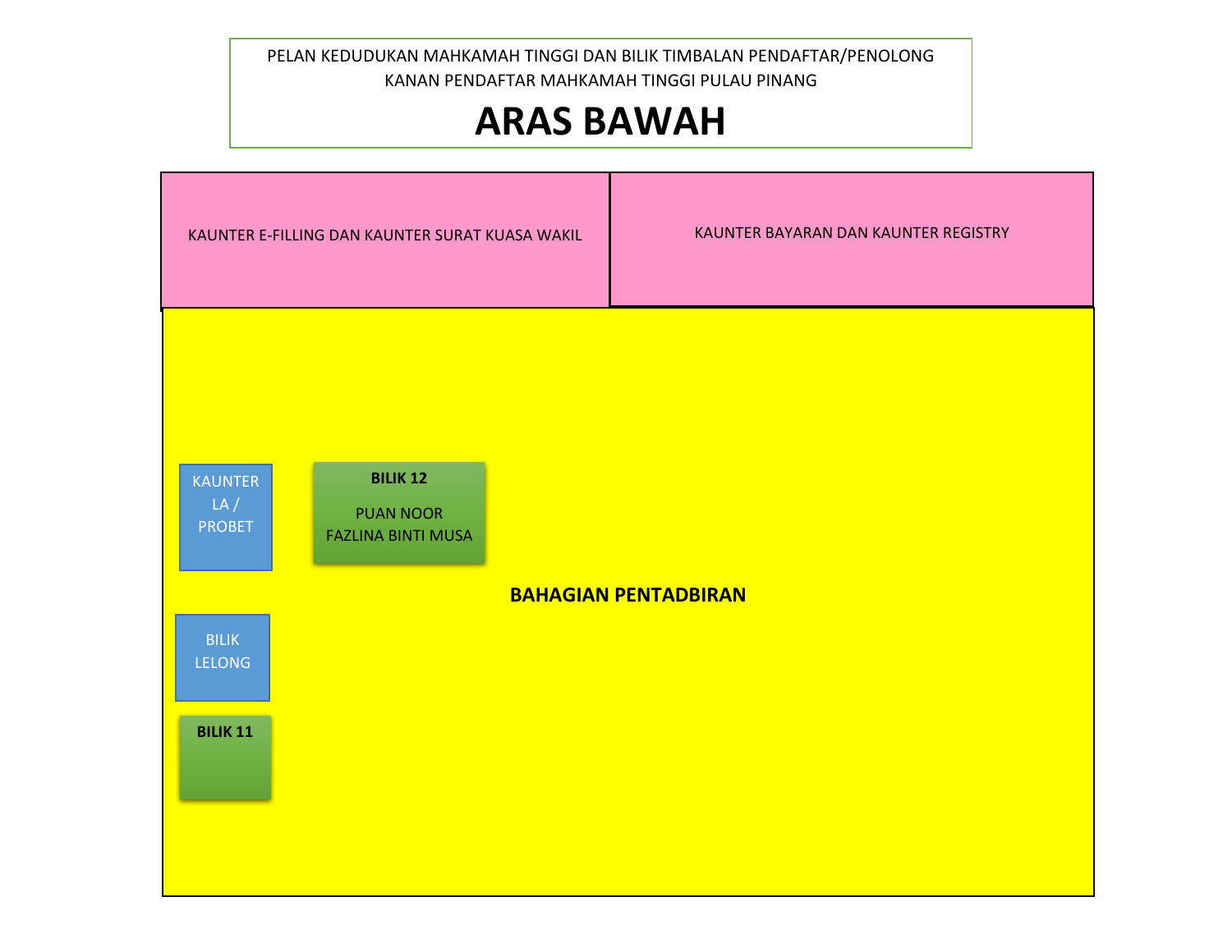PELAN KEDUDUKAN MAHKAMAH TINGGI DAN BILIK TIMBALAN PENDAFTAR/PENOLONG KANAN PENDAFTAR MAHKAMAH TINGGI PULAU PINANG

# ARAS BAWAH

KAUNTER E-FILLING DAN KAUNTER SURAT KUASA WAKIL

KAUNTER BAYARAN DAN KAUNTER REGISTRY

KAUNTER LA / PROBET

**BILIK 12**

PUAN NOOR FAZLINA BINTI MUSA

**BAHAGIAN PENTADBIRAN**

BILIK LELONG

**BILIK 11**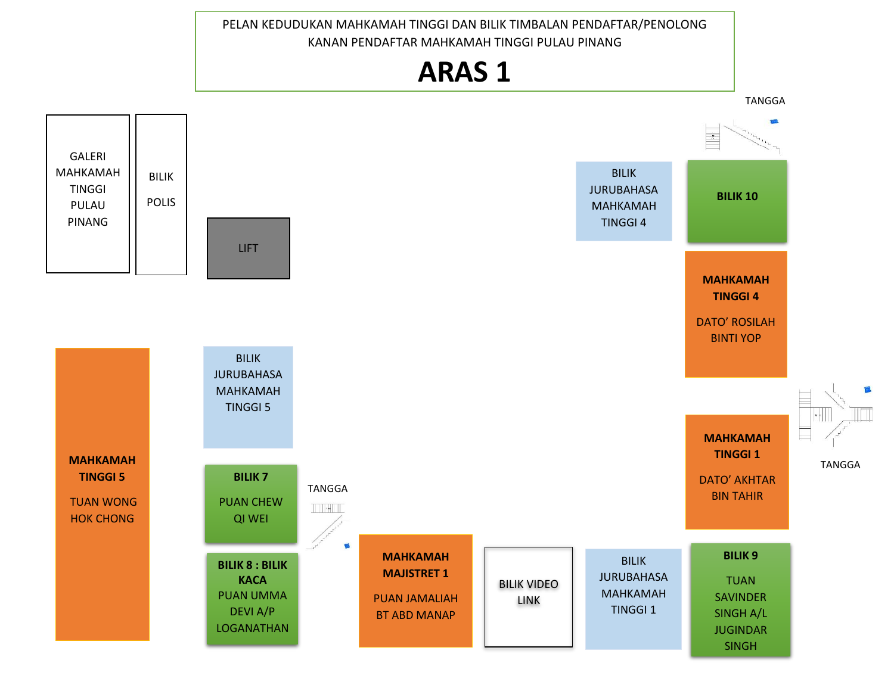PELAN KEDUDUKAN MAHKAMAH TINGGI DAN BILIK TIMBALAN PENDAFTAR/PENOLONG KANAN PENDAFTAR MAHKAMAH TINGGI PULAU PINANG

# ARAS 1

GALERI MAHKAMAH TINGGI PULAU PINANG

BILIK POLIS

LIFT

BILIK JURUBAHASA MAHKAMAH TINGGI 4

TANGGA

**BILIK 10**

**MAHKAMAH TINGGI 4**

DATO' ROSILAH BINTI YOP

**MAHKAMAH TINGGI 5**

TUAN WONG HOK CHONG

BILIK JURUBAHASA MAHKAMAH TINGGI 5

**BILIK 7**

PUAN CHEW QI WEI

TANGGA

**MAHKAMAH TINGGI 1**

DATO' AKHTAR BIN TAHIR

TANGGA

**BILIK 8 : BILIK KACA**

PUAN UMMA DEVI A/P LOGANATHAN

**MAHKAMAH MAJISTRET 1**

PUAN JAMALIAH BT ABD MANAP

BILIK VIDEO LINK

BILIK JURUBAHASA MAHKAMAH TINGGI 1

**BILIK 9**

TUAN SAVINDER SINGH A/L JUGINDAR SINGH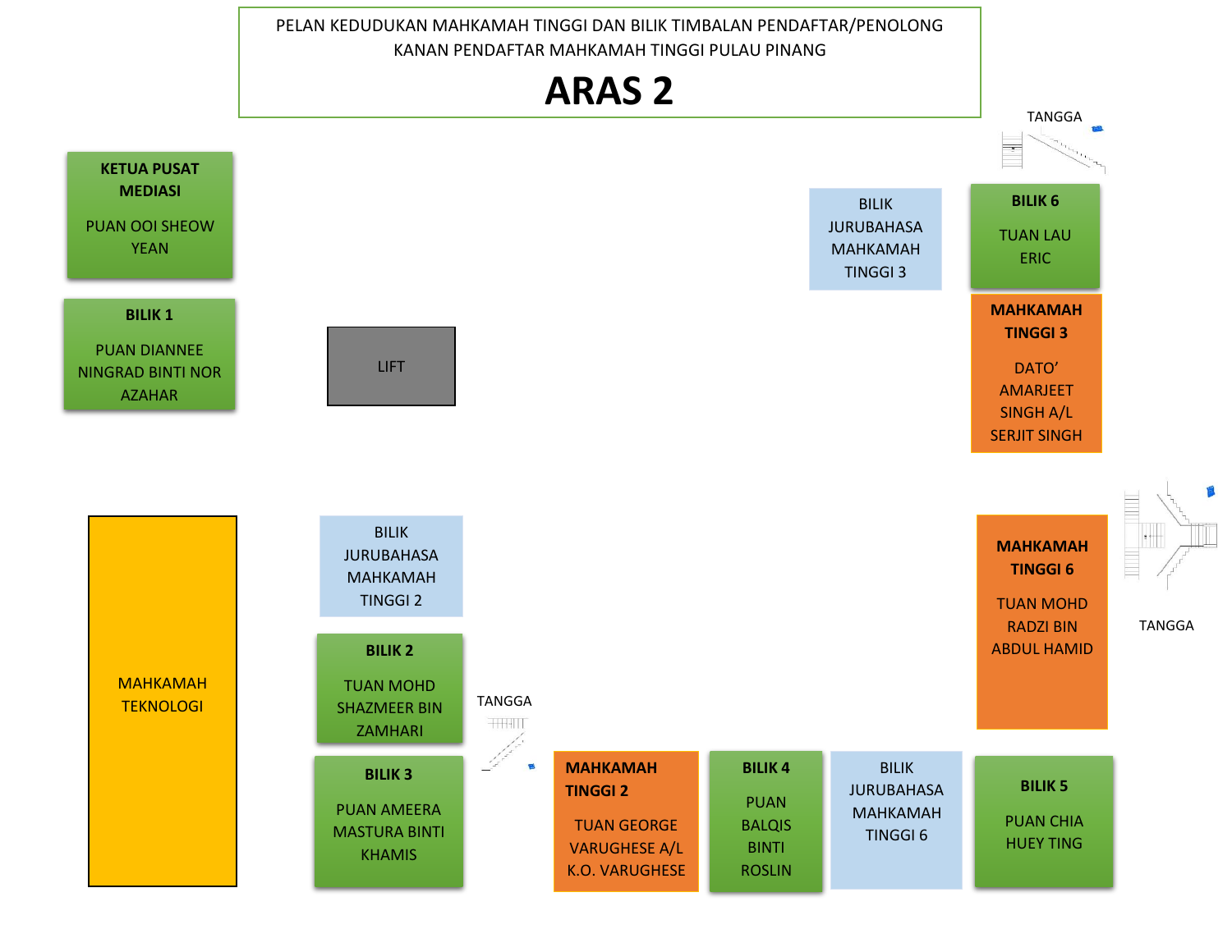PELAN KEDUDUKAN MAHKAMAH TINGGI DAN BILIK TIMBALAN PENDAFTAR/PENOLONG KANAN PENDAFTAR MAHKAMAH TINGGI PULAU PINANG

# ARAS 2

**KETUA PUSAT MEDIASI**

PUAN OOI SHEOW YEAN

**BILIK 1**

PUAN DIANNEE NINGRAD BINTI NOR AZAHAR

LIFT

BILIK JURUBAHASA MAHKAMAH TINGGI 3

TANGGA

**BILIK 6**

TUAN LAU ERIC

**MAHKAMAH TINGGI 3**

DATO' AMARJEET SINGH A/L SERJIT SINGH

MAHKAMAH TEKNOLOGI

BILIK JURUBAHASA MAHKAMAH TINGGI 2

**BILIK 2**

TUAN MOHD SHAZMEER BIN ZAMHARI

**BILIK 3**

PUAN AMEERA MASTURA BINTI KHAMIS

TANGGA

**MAHKAMAH TINGGI 6**

TUAN MOHD RADZI BIN ABDUL HAMID

TANGGA

**MAHKAMAH TINGGI 2**

TUAN GEORGE VARUGHESE A/L K.O. VARUGHESE

**BILIK 4**

PUAN BALQIS BINTI ROSLIN

BILIK JURUBAHASA MAHKAMAH TINGGI 6

**BILIK 5**

PUAN CHIA HUEY TING